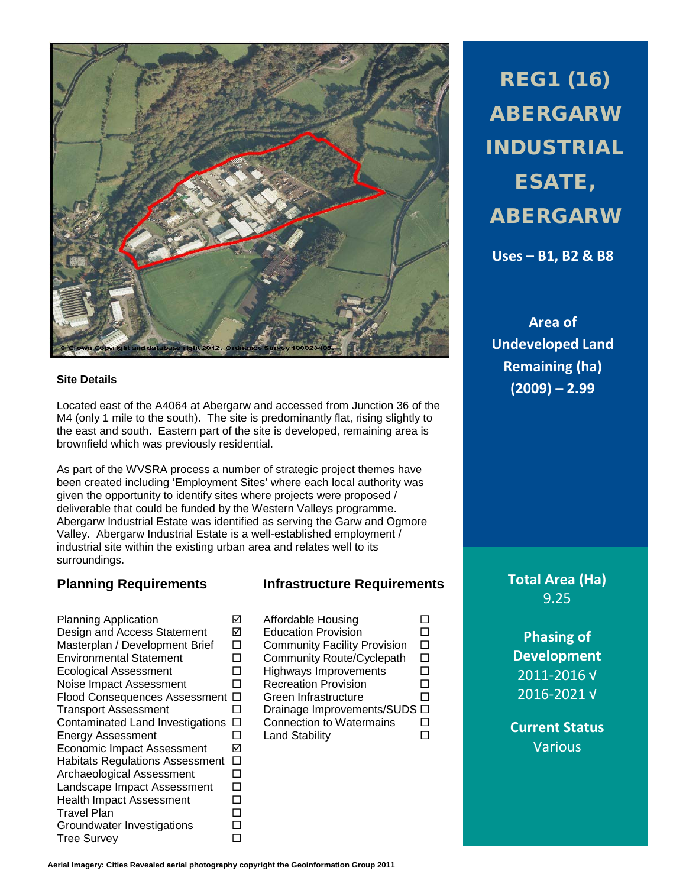# REG1 (16) ABERGARW INDUSTRIAL ESATE, ABERGARW

**Uses – B1, B2 & B8**

**Area of Undeveloped Land Remaining (ha) (2009) – 2.99**

**Total Area (Ha)**
9.25

**Phasing of Development**
2011-2016 √
2016-2021 √

**Current Status**
Various

**Site Details**

Located east of the A4064 at Abergarw and accessed from Junction 36 of the M4 (only 1 mile to the south). The site is predominantly flat, rising slightly to the east and south. Eastern part of the site is developed, remaining area is brownfield which was previously residential.

As part of the WVSRA process a number of strategic project themes have been created including 'Employment Sites' where each local authority was given the opportunity to identify sites where projects were proposed / deliverable that could be funded by the Western Valleys programme. Abergarw Industrial Estate was identified as serving the Garw and Ogmore Valley. Abergarw Industrial Estate is a well-established employment / industrial site within the existing urban area and relates well to its surroundings.

## Planning Requirements

| | |
|---|---|
| Planning Application | ☑ |
| Design and Access Statement | ☑ |
| Masterplan / Development Brief | ☐ |
| Environmental Statement | ☐ |
| Ecological Assessment | ☐ |
| Noise Impact Assessment | ☐ |
| Flood Consequences Assessment | ☐ |
| Transport Assessment | ☐ |
| Contaminated Land Investigations | ☐ |
| Energy Assessment | ☐ |
| Economic Impact Assessment | ☑ |
| Habitats Regulations Assessment | ☐ |
| Archaeological Assessment | ☐ |
| Landscape Impact Assessment | ☐ |
| Health Impact Assessment | ☐ |
| Travel Plan | ☐ |
| Groundwater Investigations | ☐ |
| Tree Survey | ☐ |

## Infrastructure Requirements

| | |
|---|---|
| Affordable Housing | ☐ |
| Education Provision | ☐ |
| Community Facility Provision | ☐ |
| Community Route/Cyclepath | ☐ |
| Highways Improvements | ☐ |
| Recreation Provision | ☐ |
| Green Infrastructure | ☐ |
| Drainage Improvements/SUDS | ☐ |
| Connection to Watermains | ☐ |
| Land Stability | ☐ |

© Crown Copyright and database right 2012. Ordnance Survey 100023405.

**Aerial Imagery: Cities Revealed aerial photography copyright the Geoinformation Group 2011**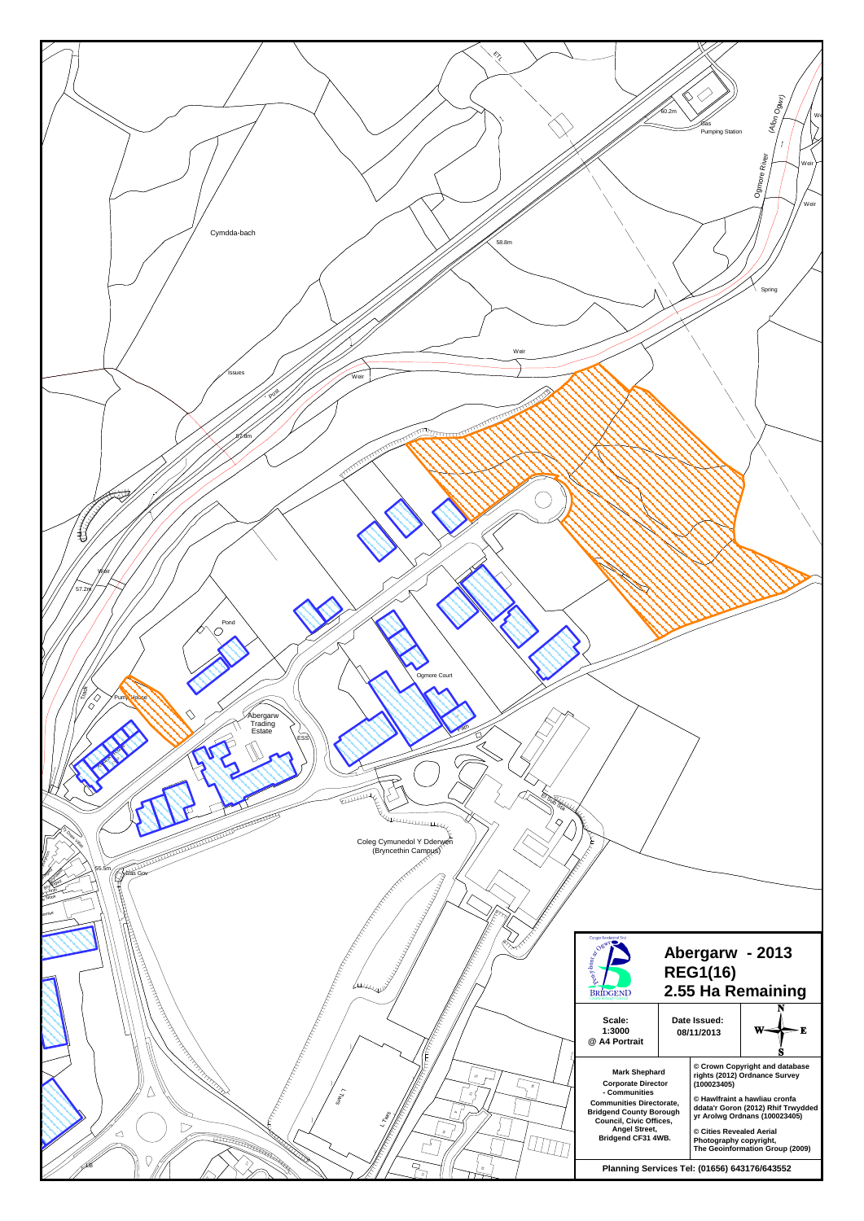# Abergarw - 2013

## REG1(16)

## 2.55 Ha Remaining

**Scale:** 1:3000 @ A4 Portrait

**Date Issued:** 08/11/2013

**Mark Shephard**
Corporate Director - Communities
Communities Directorate,
Bridgend County Borough Council, Civic Offices,
Angel Street,
Bridgend CF31 4WB.

© Crown Copyright and database rights (2012) Ordnance Survey (100023405)

© Hawlfraint a hawliau cronfa ddata'r Goron (2012) Rhif Trwydded yr Arolwg Ordnans (100023405)

© Cities Revealed Aerial Photography copyright, The Geoinformation Group (2009)

**Planning Services Tel: (01656) 643176/643552**

Cymdda-bach
Issues
Pool
Weir
58.8m
60.2m
Gas Pumping Station
Ogmore River (Afon Ogwr)
Spring
61.8m
57.2m
Pond
Pump House
Abergarw Trading Estate
ESS
Ogmore Court
Coleg Cymunedol Y Dderwen (Bryncethin Campus)
55.5m
Gas Gov
Track
ETL
LB